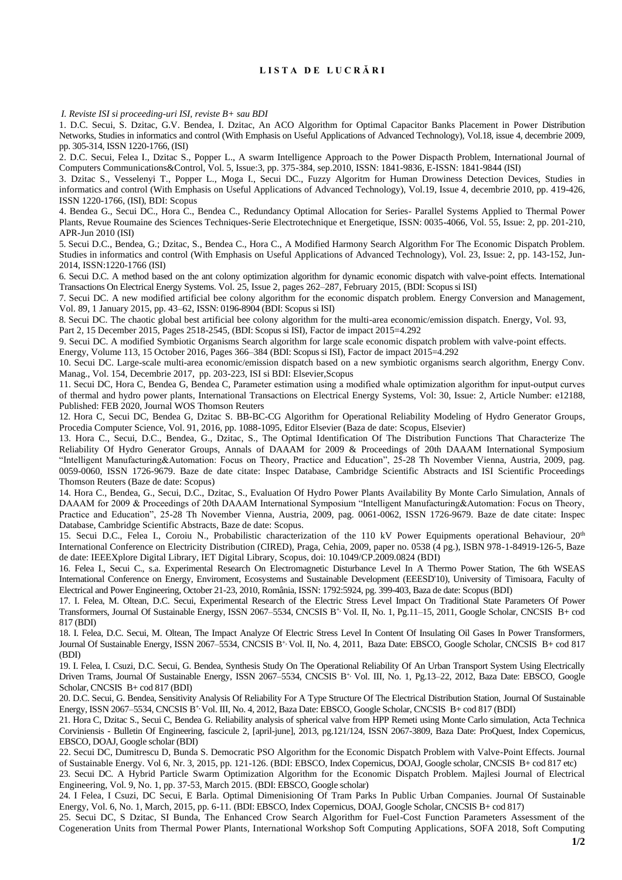# L I S T A D E L U C R Ă R I

*I. Reviste ISI si proceeding-uri ISI, reviste B+ sau BDI*

1. D.C. Secui, S. Dzitac, G.V. Bendea, I. Dzitac, An ACO Algorithm for Optimal Capacitor Banks Placement in Power Distribution Networks, Studies in informatics and control (With Emphasis on Useful Applications of Advanced Technology), Vol.18, issue 4, decembrie 2009, pp. 305-314, ISSN 1220-1766, (ISI)

2. D.C. Secui, Felea I., Dzitac S., Popper L., A swarm Intelligence Approach to the Power Dispacth Problem, International Journal of Computers Communications&Control, Vol. 5, Issue:3, pp. 375-384, sep.2010, ISSN: 1841-9836, E-ISSN: 1841-9844 (ISI)

3. Dzitac S., Vesselenyi T., Popper L., Moga I., Secui DC., Fuzzy Algoritm for Human Drowiness Detection Devices, Studies in informatics and control (With Emphasis on Useful Applications of Advanced Technology), Vol.19, Issue 4, decembrie 2010, pp. 419-426, ISSN 1220-1766, (ISI), BDI: Scopus

4. Bendea G., Secui DC., Hora C., Bendea C., Redundancy Optimal Allocation for Series- Parallel Systems Applied to Thermal Power Plants, Revue Roumaine des Sciences Techniques-Serie Electrotechnique et Energetique, ISSN: 0035-4066, Vol. 55, Issue: 2, pp. 201-210, APR-Jun 2010 (ISI)

5. Secui D.C., Bendea, G.; Dzitac, S., Bendea C., Hora C., A Modified Harmony Search Algorithm For The Economic Dispatch Problem. Studies in informatics and control (With Emphasis on Useful Applications of Advanced Technology), Vol. 23, Issue: 2, pp. 143-152, Jun-2014, ISSN:1220-1766 (ISI)

6. Secui D.C. A method based on the ant colony optimization algorithm for dynamic economic dispatch with valve-point effects. International Transactions On Electrical Energy Systems. Vol. 25, Issue 2, pages 262–287, February 2015, (BDI: Scopus si ISI)

7. Secui DC. A new modified artificial bee colony algorithm for the economic dispatch problem. Energy Conversion and Management, Vol. 89, 1 January 2015, pp. 43–62, ISSN: 0196-8904 (BDI: Scopus si ISI)

8. Secui DC. The chaotic global best artificial bee colony algorithm for the multi-area economic/emission dispatch. Energy, Vol. 93, Part 2, 15 December 2015, Pages 2518-2545, (BDI: Scopus si ISI), Factor de impact 2015=4.292

9. Secui DC. A modified Symbiotic Organisms Search algorithm for large scale economic dispatch problem with valve-point effects. Energy, Volume 113, 15 October 2016, Pages 366–384 (BDI: Scopus si ISI), Factor de impact 2015=4.292

10. Secui DC. Large-scale multi-area economic/emission dispatch based on a new symbiotic organisms search algorithm, Energy Conv. Manag., Vol. 154, Decembrie 2017, pp. 203-223, ISI si BDI: Elsevier,Scopus

11. Secui DC, Hora C, Bendea G, Bendea C, Parameter estimation using a modified whale optimization algorithm for input-output curves of thermal and hydro power plants, International Transactions on Electrical Energy Systems, Vol: 30, Issue: 2, Article Number: e12188, Published: FEB 2020, Journal WOS Thomson Reuters

12. Hora C, Secui DC, Bendea G, Dzitac S. BB-BC-CG Algorithm for Operational Reliability Modeling of Hydro Generator Groups, Procedia Computer Science, Vol. 91, 2016, pp. 1088-1095, Editor Elsevier (Baza de date: Scopus, Elsevier)

13. Hora C., Secui, D.C., Bendea, G., Dzitac, S., The Optimal Identification Of The Distribution Functions That Characterize The Reliability Of Hydro Generator Groups, Annals of DAAAM for 2009 & Proceedings of 20th DAAAM International Symposium "Intelligent Manufacturing&Automation: Focus on Theory, Practice and Education", 25-28 Th November Vienna, Austria, 2009, pag. 0059-0060, ISSN 1726-9679. Baze de date citate: Inspec Database, Cambridge Scientific Abstracts and ISI Scientific Proceedings Thomson Reuters (Baze de date: Scopus)

14. Hora C., Bendea, G., Secui, D.C., Dzitac, S., Evaluation Of Hydro Power Plants Availability By Monte Carlo Simulation, Annals of DAAAM for 2009 & Proceedings of 20th DAAAM International Symposium "Intelligent Manufacturing&Automation: Focus on Theory, Practice and Education", 25-28 Th November Vienna, Austria, 2009, pag. 0061-0062, ISSN 1726-9679. Baze de date citate: Inspec Database, Cambridge Scientific Abstracts, Baze de date: Scopus.

15. Secui D.C., Felea I., Coroiu N., Probabilistic characterization of the 110 kV Power Equipments operational Behaviour, 20th International Conference on Electricity Distribution (CIRED), Praga, Cehia, 2009, paper no. 0538 (4 pg.), ISBN 978-1-84919-126-5, Baze de date: IEEEXplore Digital Library, IET Digital Library, Scopus, doi: 10.1049/CP.2009.0824 (BDI)

16. Felea I., Secui C., s.a. Experimental Research On Electromagnetic Disturbance Level In A Thermo Power Station, The 6th WSEAS International Conference on Energy, Enviroment, Ecosystems and Sustainable Development (EEESD'10), University of Timisoara, Faculty of Electrical and Power Engineering, October 21-23, 2010, România, ISSN: 1792:5924, pg. 399-403, Baza de date: Scopus (BDI)

17. I. Felea, M. Oltean, D.C. Secui, Experimental Research of the Electric Stress Level Impact On Traditional State Parameters Of Power Transformers, Journal Of Sustainable Energy, ISSN 2067–5534, CNCSIS B+, Vol. II, No. 1, Pg.11–15, 2011, Google Scholar, CNCSIS B+ cod 817 (BDI)

18. I. Felea, D.C. Secui, M. Oltean, The Impact Analyze Of Electric Stress Level In Content Of Insulating Oil Gases In Power Transformers, Journal Of Sustainable Energy, ISSN 2067–5534, CNCSIS B+, Vol. II, No. 4, 2011, Baza Date: EBSCO, Google Scholar, CNCSIS B+ cod 817 (BDI)

19. I. Felea, I. Csuzi, D.C. Secui, G. Bendea, Synthesis Study On The Operational Reliability Of An Urban Transport System Using Electrically Driven Trams, Journal Of Sustainable Energy, ISSN 2067–5534, CNCSIS B+, Vol. III, No. 1, Pg.13–22, 2012, Baza Date: EBSCO, Google Scholar, CNCSIS B+ cod 817 (BDI)

20. D.C. Secui, G. Bendea, Sensitivity Analysis Of Reliability For A Type Structure Of The Electrical Distribution Station, Journal Of Sustainable Energy, ISSN 2067–5534, CNCSIS B+, Vol. III, No. 4, 2012, Baza Date: EBSCO, Google Scholar, CNCSIS B+ cod 817 (BDI)

21. Hora C, Dzitac S., Secui C, Bendea G. Reliability analysis of spherical valve from HPP Remeti using Monte Carlo simulation, Acta Technica Corviniensis - Bulletin Of Engineering, fascicule 2, [april-june], 2013, pg.121/124, ISSN 2067-3809, Baza Date: ProQuest, Index Copernicus, EBSCO, DOAJ, Google scholar (BDI)

22. Secui DC, Dumitrescu D, Bunda S. Democratic PSO Algorithm for the Economic Dispatch Problem with Valve-Point Effects. Journal of Sustainable Energy. Vol 6, Nr. 3, 2015, pp. 121-126. (BDI: EBSCO, Index Copernicus, DOAJ, Google scholar, CNCSIS B+ cod 817 etc)

23. Secui DC. A Hybrid Particle Swarm Optimization Algorithm for the Economic Dispatch Problem. Majlesi Journal of Electrical Engineering, Vol. 9, No. 1, pp. 37-53, March 2015. (BDI: EBSCO, Google scholar)

24. I Felea, I Csuzi, DC Secui, E Barla. Optimal Dimenisioning Of Tram Parks In Public Urban Companies. Journal Of Sustainable Energy, Vol. 6, No. 1, March, 2015, pp. 6-11. (BDI: EBSCO, Index Copernicus, DOAJ, Google Scholar, CNCSIS B+ cod 817)

25. Secui DC, S Dzitac, SI Bunda, The Enhanced Crow Search Algorithm for Fuel-Cost Function Parameters Assessment of the Cogeneration Units from Thermal Power Plants, International Workshop Soft Computing Applications, SOFA 2018, Soft Computing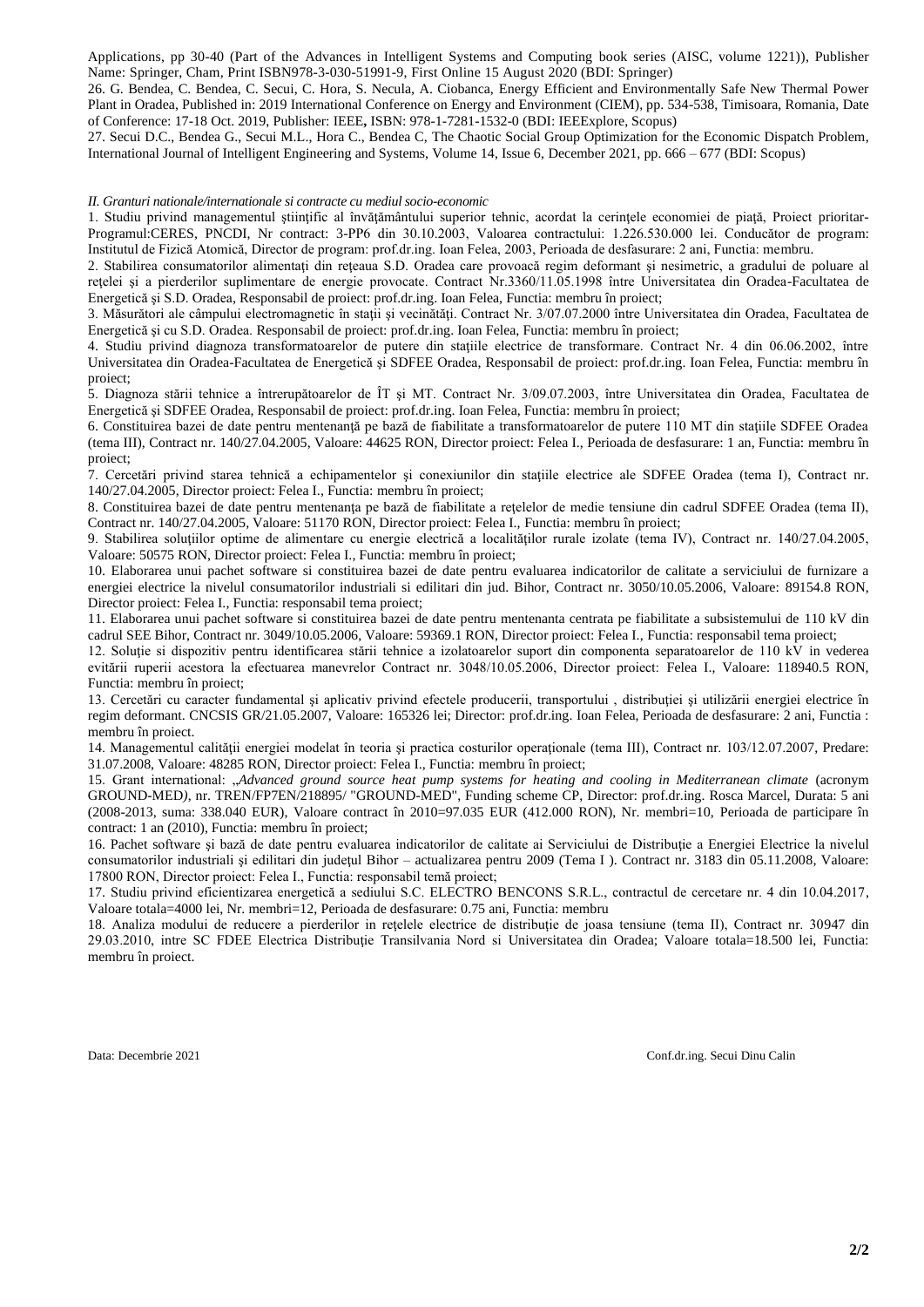Applications, pp 30-40 (Part of the Advances in Intelligent Systems and Computing book series (AISC, volume 1221)), Publisher Name: Springer, Cham, Print ISBN978-3-030-51991-9, First Online 15 August 2020 (BDI: Springer)

26. G. Bendea, C. Bendea, C. Secui, C. Hora, S. Necula, A. Ciobanca, Energy Efficient and Environmentally Safe New Thermal Power Plant in Oradea, Published in: 2019 International Conference on Energy and Environment (CIEM), pp. 534-538, Timisoara, Romania, Date of Conference: 17-18 Oct. 2019, Publisher: IEEE**,** ISBN: 978-1-7281-1532-0 (BDI: IEEExplore, Scopus)

27. Secui D.C., Bendea G., Secui M.L., Hora C., Bendea C, The Chaotic Social Group Optimization for the Economic Dispatch Problem, International Journal of Intelligent Engineering and Systems, Volume 14, Issue 6, December 2021, pp. 666 – 677 (BDI: Scopus)

*II. Granturi nationale/internationale si contracte cu mediul socio-economic*

1. Studiu privind managementul ştiinţific al învăţământului superior tehnic, acordat la cerinţele economiei de piaţă, Proiect prioritar-Programul:CERES, PNCDI, Nr contract: 3-PP6 din 30.10.2003, Valoarea contractului: 1.226.530.000 lei. Conducător de program: Institutul de Fizică Atomică, Director de program: prof.dr.ing. Ioan Felea, 2003, Perioada de desfasurare: 2 ani, Functia: membru.
2. Stabilirea consumatorilor alimentaţi din reţeaua S.D. Oradea care provoacă regim deformant şi nesimetric, a gradului de poluare al reţelei şi a pierderilor suplimentare de energie provocate. Contract Nr.3360/11.05.1998 între Universitatea din Oradea-Facultatea de Energetică şi S.D. Oradea, Responsabil de proiect: prof.dr.ing. Ioan Felea, Functia: membru în proiect;
3. Măsurători ale câmpului electromagnetic în staţii şi vecinătăţi. Contract Nr. 3/07.07.2000 între Universitatea din Oradea, Facultatea de Energetică şi cu S.D. Oradea. Responsabil de proiect: prof.dr.ing. Ioan Felea, Functia: membru în proiect;
4. Studiu privind diagnoza transformatoarelor de putere din staţiile electrice de transformare. Contract Nr. 4 din 06.06.2002, între Universitatea din Oradea-Facultatea de Energetică şi SDFEE Oradea, Responsabil de proiect: prof.dr.ing. Ioan Felea, Functia: membru în proiect;
5. Diagnoza stării tehnice a întrerupătoarelor de ÎT şi MT. Contract Nr. 3/09.07.2003, între Universitatea din Oradea, Facultatea de Energetică şi SDFEE Oradea, Responsabil de proiect: prof.dr.ing. Ioan Felea, Functia: membru în proiect;
6. Constituirea bazei de date pentru mentenanţă pe bază de fiabilitate a transformatoarelor de putere 110 MT din staţiile SDFEE Oradea (tema III), Contract nr. 140/27.04.2005, Valoare: 44625 RON, Director proiect: Felea I., Perioada de desfasurare: 1 an, Functia: membru în proiect;
7. Cercetări privind starea tehnică a echipamentelor şi conexiunilor din staţiile electrice ale SDFEE Oradea (tema I), Contract nr. 140/27.04.2005, Director proiect: Felea I., Functia: membru în proiect;
8. Constituirea bazei de date pentru mentenanţa pe bază de fiabilitate a reţelelor de medie tensiune din cadrul SDFEE Oradea (tema II), Contract nr. 140/27.04.2005, Valoare: 51170 RON, Director proiect: Felea I., Functia: membru în proiect;
9. Stabilirea soluţiilor optime de alimentare cu energie electrică a localităţilor rurale izolate (tema IV), Contract nr. 140/27.04.2005, Valoare: 50575 RON, Director proiect: Felea I., Functia: membru în proiect;
10. Elaborarea unui pachet software si constituirea bazei de date pentru evaluarea indicatorilor de calitate a serviciului de furnizare a energiei electrice la nivelul consumatorilor industriali si edilitari din jud. Bihor, Contract nr. 3050/10.05.2006, Valoare: 89154.8 RON, Director proiect: Felea I., Functia: responsabil tema proiect;
11. Elaborarea unui pachet software si constituirea bazei de date pentru mentenanta centrata pe fiabilitate a subsistemului de 110 kV din cadrul SEE Bihor, Contract nr. 3049/10.05.2006, Valoare: 59369.1 RON, Director proiect: Felea I., Functia: responsabil tema proiect;
12. Soluţie si dispozitiv pentru identificarea stării tehnice a izolatoarelor suport din componenta separatoarelor de 110 kV in vederea evitării ruperii acestora la efectuarea manevrelor Contract nr. 3048/10.05.2006, Director proiect: Felea I., Valoare: 118940.5 RON, Functia: membru în proiect;
13. Cercetări cu caracter fundamental şi aplicativ privind efectele producerii, transportului , distribuţiei şi utilizării energiei electrice în regim deformant. CNCSIS GR/21.05.2007, Valoare: 165326 lei; Director: prof.dr.ing. Ioan Felea, Perioada de desfasurare: 2 ani, Functia : membru în proiect.
14. Managementul calităţii energiei modelat în teoria şi practica costurilor operaţionale (tema III), Contract nr. 103/12.07.2007, Predare: 31.07.2008, Valoare: 48285 RON, Director proiect: Felea I., Functia: membru în proiect;
15. Grant international: „*Advanced ground source heat pump systems for heating and cooling in Mediterranean climate* (acronym GROUND-MED*)*, nr. TREN/FP7EN/218895/ "GROUND-MED", Funding scheme CP, Director: prof.dr.ing. Rosca Marcel, Durata: 5 ani (2008-2013, suma: 338.040 EUR), Valoare contract în 2010=97.035 EUR (412.000 RON), Nr. membri=10, Perioada de participare în contract: 1 an (2010), Functia: membru în proiect;
16. Pachet software şi bază de date pentru evaluarea indicatorilor de calitate ai Serviciului de Distribuţie a Energiei Electrice la nivelul consumatorilor industriali şi edilitari din judeţul Bihor – actualizarea pentru 2009 (Tema I ). Contract nr. 3183 din 05.11.2008, Valoare: 17800 RON, Director proiect: Felea I., Functia: responsabil temă proiect;
17. Studiu privind eficientizarea energetică a sediului S.C. ELECTRO BENCONS S.R.L., contractul de cercetare nr. 4 din 10.04.2017, Valoare totala=4000 lei, Nr. membri=12, Perioada de desfasurare: 0.75 ani, Functia: membru
18. Analiza modului de reducere a pierderilor in reţelele electrice de distribuţie de joasa tensiune (tema II), Contract nr. 30947 din 29.03.2010, intre SC FDEE Electrica Distribuţie Transilvania Nord si Universitatea din Oradea; Valoare totala=18.500 lei, Functia: membru în proiect.

Data: Decembrie 2021

Conf.dr.ing. Secui Dinu Calin